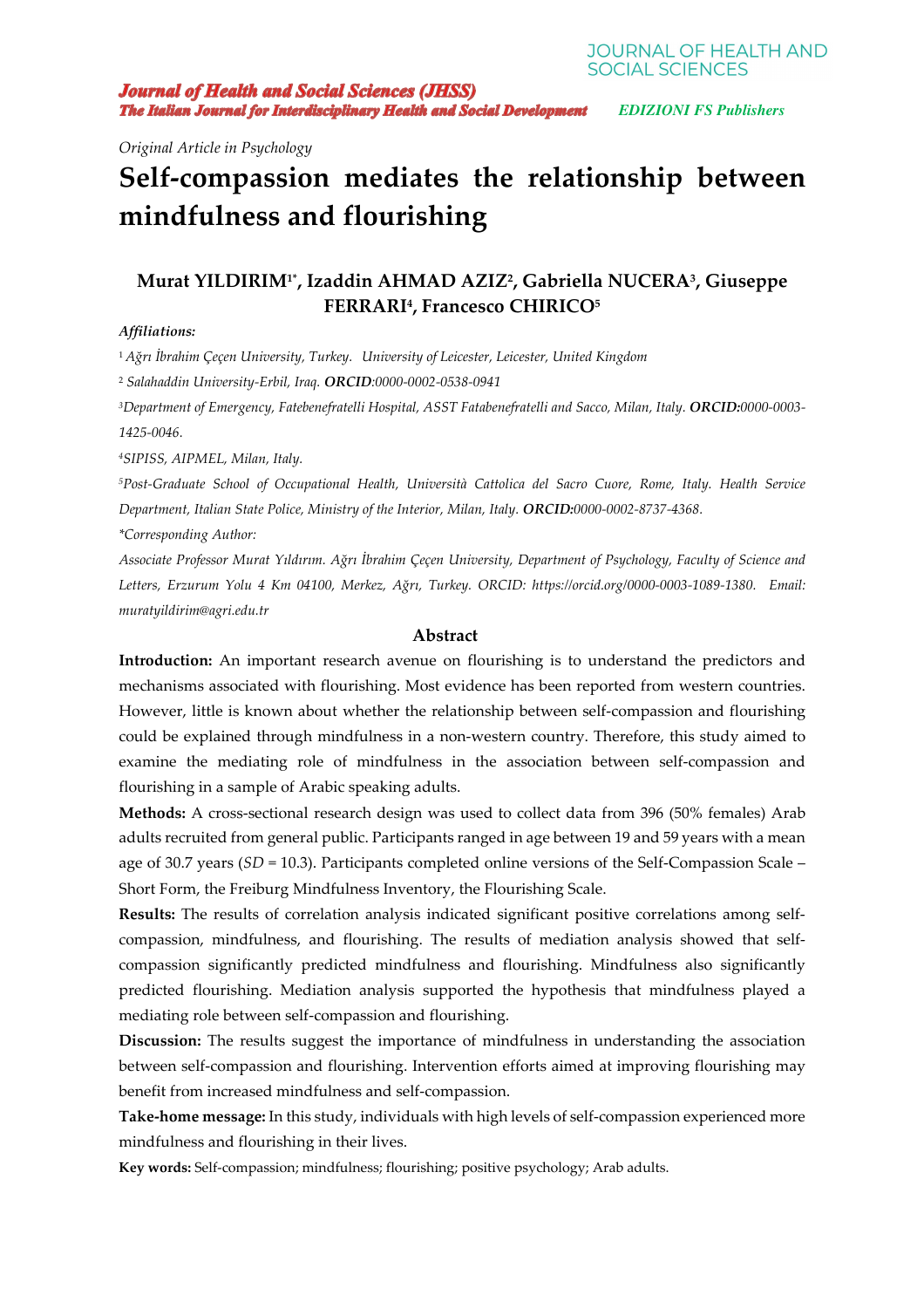*Original Article in Psychology*

# Self-compassion mediates the relationship between mindfulness and flourishing

## Murat YILDIRIM[1*], Izaddin AHMAD AZIZ[2], Gabriella NUCERA[3], Giuseppe FERRARI[4], Francesco CHIRICO[5]

***Affiliations:***

[1] *Ağrı İbrahim Çeçen University, Turkey. University of Leicester, Leicester, United Kingdom*

[2] *Salahaddin University-Erbil, Iraq.* ***ORCID****:0000-0002-0538-0941*

[3]*Department of Emergency, Fatebenefratelli Hospital, ASST Fatabenefratelli and Sacco, Milan, Italy.* ***ORCID:****0000-0003-1425-0046.*

[4]*SIPISS, AIPMEL, Milan, Italy.*

[5]*Post-Graduate School of Occupational Health, Università Cattolica del Sacro Cuore, Rome, Italy. Health Service Department, Italian State Police, Ministry of the Interior, Milan, Italy.* ***ORCID:****0000-0002-8737-4368.*

*\*Corresponding Author:*

*Associate Professor Murat Yıldırım. Ağrı İbrahim Çeçen University, Department of Psychology, Faculty of Science and Letters, Erzurum Yolu 4 Km 04100, Merkez, Ağrı, Turkey. ORCID: https://orcid.org/0000-0003-1089-1380. Email: muratyildirim@agri.edu.tr*

### Abstract

**Introduction:** An important research avenue on flourishing is to understand the predictors and mechanisms associated with flourishing. Most evidence has been reported from western countries. However, little is known about whether the relationship between self-compassion and flourishing could be explained through mindfulness in a non-western country. Therefore, this study aimed to examine the mediating role of mindfulness in the association between self-compassion and flourishing in a sample of Arabic speaking adults.

**Methods:** A cross-sectional research design was used to collect data from 396 (50% females) Arab adults recruited from general public. Participants ranged in age between 19 and 59 years with a mean age of 30.7 years (*SD* = 10.3). Participants completed online versions of the Self-Compassion Scale – Short Form, the Freiburg Mindfulness Inventory, the Flourishing Scale.

**Results:** The results of correlation analysis indicated significant positive correlations among self-compassion, mindfulness, and flourishing. The results of mediation analysis showed that self-compassion significantly predicted mindfulness and flourishing. Mindfulness also significantly predicted flourishing. Mediation analysis supported the hypothesis that mindfulness played a mediating role between self-compassion and flourishing.

**Discussion:** The results suggest the importance of mindfulness in understanding the association between self-compassion and flourishing. Intervention efforts aimed at improving flourishing may benefit from increased mindfulness and self-compassion.

**Take-home message:** In this study, individuals with high levels of self-compassion experienced more mindfulness and flourishing in their lives.

**Key words:** Self-compassion; mindfulness; flourishing; positive psychology; Arab adults.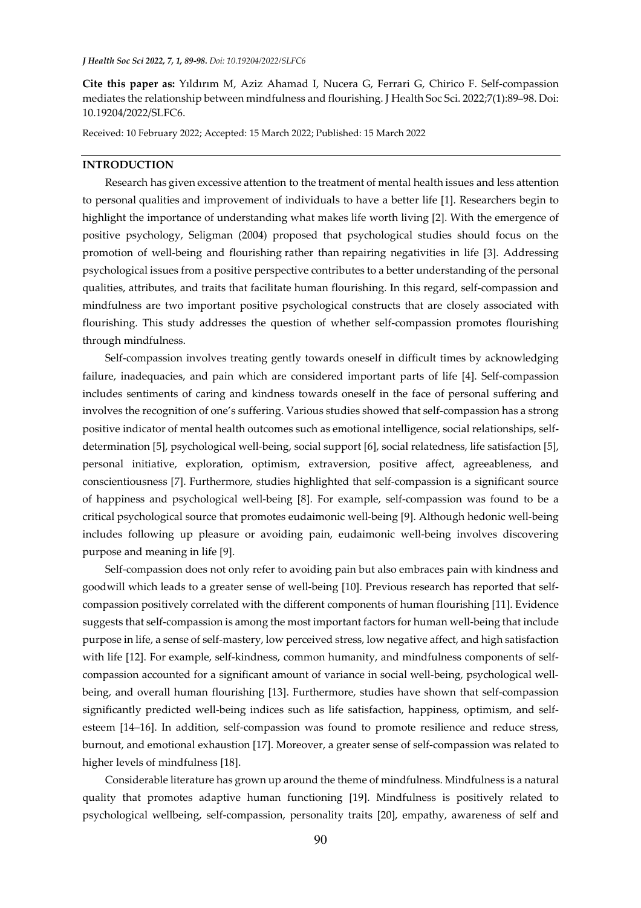**Cite this paper as:** Yıldırım M, Aziz Ahamad I, Nucera G, Ferrari G, Chirico F. Self-compassion mediates the relationship between mindfulness and flourishing. J Health Soc Sci. 2022;7(1):89–98. Doi: 10.19204/2022/SLFC6.

Received: 10 February 2022; Accepted: 15 March 2022; Published: 15 March 2022

## INTRODUCTION

Research has given excessive attention to the treatment of mental health issues and less attention to personal qualities and improvement of individuals to have a better life [1]. Researchers begin to highlight the importance of understanding what makes life worth living [2]. With the emergence of positive psychology, Seligman (2004) proposed that psychological studies should focus on the promotion of well-being and flourishing rather than repairing negativities in life [3]. Addressing psychological issues from a positive perspective contributes to a better understanding of the personal qualities, attributes, and traits that facilitate human flourishing. In this regard, self-compassion and mindfulness are two important positive psychological constructs that are closely associated with flourishing. This study addresses the question of whether self-compassion promotes flourishing through mindfulness.

Self-compassion involves treating gently towards oneself in difficult times by acknowledging failure, inadequacies, and pain which are considered important parts of life [4]. Self-compassion includes sentiments of caring and kindness towards oneself in the face of personal suffering and involves the recognition of one's suffering. Various studies showed that self-compassion has a strong positive indicator of mental health outcomes such as emotional intelligence, social relationships, self-determination [5], psychological well-being, social support [6], social relatedness, life satisfaction [5], personal initiative, exploration, optimism, extraversion, positive affect, agreeableness, and conscientiousness [7]. Furthermore, studies highlighted that self-compassion is a significant source of happiness and psychological well-being [8]. For example, self-compassion was found to be a critical psychological source that promotes eudaimonic well-being [9]. Although hedonic well-being includes following up pleasure or avoiding pain, eudaimonic well-being involves discovering purpose and meaning in life [9].

Self-compassion does not only refer to avoiding pain but also embraces pain with kindness and goodwill which leads to a greater sense of well-being [10]. Previous research has reported that self-compassion positively correlated with the different components of human flourishing [11]. Evidence suggests that self-compassion is among the most important factors for human well-being that include purpose in life, a sense of self-mastery, low perceived stress, low negative affect, and high satisfaction with life [12]. For example, self-kindness, common humanity, and mindfulness components of self-compassion accounted for a significant amount of variance in social well-being, psychological well-being, and overall human flourishing [13]. Furthermore, studies have shown that self-compassion significantly predicted well-being indices such as life satisfaction, happiness, optimism, and self-esteem [14–16]. In addition, self-compassion was found to promote resilience and reduce stress, burnout, and emotional exhaustion [17]. Moreover, a greater sense of self-compassion was related to higher levels of mindfulness [18].

Considerable literature has grown up around the theme of mindfulness. Mindfulness is a natural quality that promotes adaptive human functioning [19]. Mindfulness is positively related to psychological wellbeing, self-compassion, personality traits [20], empathy, awareness of self and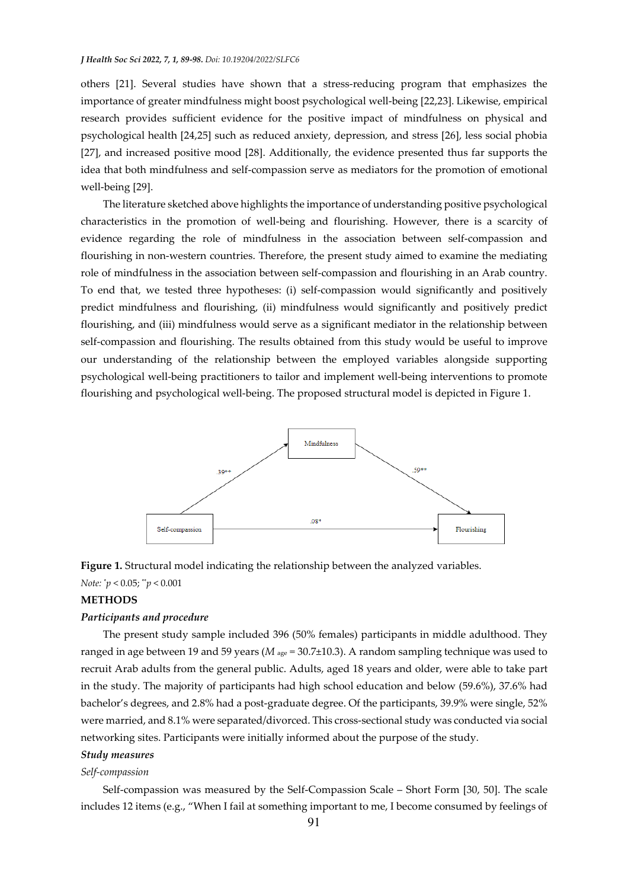others [21]. Several studies have shown that a stress-reducing program that emphasizes the importance of greater mindfulness might boost psychological well-being [22,23]. Likewise, empirical research provides sufficient evidence for the positive impact of mindfulness on physical and psychological health [24,25] such as reduced anxiety, depression, and stress [26], less social phobia [27], and increased positive mood [28]. Additionally, the evidence presented thus far supports the idea that both mindfulness and self-compassion serve as mediators for the promotion of emotional well-being [29].

The literature sketched above highlights the importance of understanding positive psychological characteristics in the promotion of well-being and flourishing. However, there is a scarcity of evidence regarding the role of mindfulness in the association between self-compassion and flourishing in non-western countries. Therefore, the present study aimed to examine the mediating role of mindfulness in the association between self-compassion and flourishing in an Arab country. To end that, we tested three hypotheses: (i) self-compassion would significantly and positively predict mindfulness and flourishing, (ii) mindfulness would significantly and positively predict flourishing, and (iii) mindfulness would serve as a significant mediator in the relationship between self-compassion and flourishing. The results obtained from this study would be useful to improve our understanding of the relationship between the employed variables alongside supporting psychological well-being practitioners to tailor and implement well-being interventions to promote flourishing and psychological well-being. The proposed structural model is depicted in Figure 1.

Mindfulness

.39**

.59**

Self-compassion

.08*

Flourishing

**Figure 1.** Structural model indicating the relationship between the analyzed variables.

*Note:* $^{*}p < 0.05$; $^{**}p < 0.001$

## METHODS

### *Participants and procedure*

The present study sample included 396 (50% females) participants in middle adulthood. They ranged in age between 19 and 59 years ($M_{age} = 30.7 \pm 10.3$). A random sampling technique was used to recruit Arab adults from the general public. Adults, aged 18 years and older, were able to take part in the study. The majority of participants had high school education and below (59.6%), 37.6% had bachelor's degrees, and 2.8% had a post-graduate degree. Of the participants, 39.9% were single, 52% were married, and 8.1% were separated/divorced. This cross-sectional study was conducted via social networking sites. Participants were initially informed about the purpose of the study.

### *Study measures*

*Self-compassion*

Self-compassion was measured by the Self-Compassion Scale – Short Form [30, 50]. The scale includes 12 items (e.g., "When I fail at something important to me, I become consumed by feelings of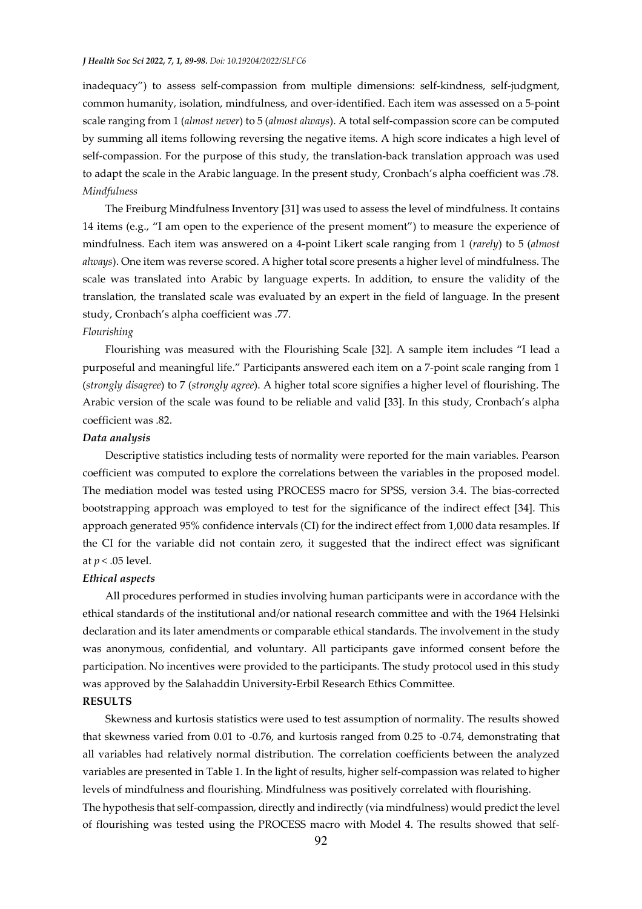inadequacy") to assess self-compassion from multiple dimensions: self-kindness, self-judgment, common humanity, isolation, mindfulness, and over-identified. Each item was assessed on a 5-point scale ranging from 1 (*almost never*) to 5 (*almost always*). A total self-compassion score can be computed by summing all items following reversing the negative items. A high score indicates a high level of self-compassion. For the purpose of this study, the translation-back translation approach was used to adapt the scale in the Arabic language. In the present study, Cronbach's alpha coefficient was .78.

*Mindfulness*

The Freiburg Mindfulness Inventory [31] was used to assess the level of mindfulness. It contains 14 items (e.g., "I am open to the experience of the present moment") to measure the experience of mindfulness. Each item was answered on a 4-point Likert scale ranging from 1 (*rarely*) to 5 (*almost always*). One item was reverse scored. A higher total score presents a higher level of mindfulness. The scale was translated into Arabic by language experts. In addition, to ensure the validity of the translation, the translated scale was evaluated by an expert in the field of language. In the present study, Cronbach's alpha coefficient was .77.

*Flourishing*

Flourishing was measured with the Flourishing Scale [32]. A sample item includes "I lead a purposeful and meaningful life." Participants answered each item on a 7-point scale ranging from 1 (*strongly disagree*) to 7 (*strongly agree*). A higher total score signifies a higher level of flourishing. The Arabic version of the scale was found to be reliable and valid [33]. In this study, Cronbach's alpha coefficient was .82.

***Data analysis***

Descriptive statistics including tests of normality were reported for the main variables. Pearson coefficient was computed to explore the correlations between the variables in the proposed model. The mediation model was tested using PROCESS macro for SPSS, version 3.4. The bias-corrected bootstrapping approach was employed to test for the significance of the indirect effect [34]. This approach generated 95% confidence intervals (CI) for the indirect effect from 1,000 data resamples. If the CI for the variable did not contain zero, it suggested that the indirect effect was significant at $p < .05$ level.

***Ethical aspects***

All procedures performed in studies involving human participants were in accordance with the ethical standards of the institutional and/or national research committee and with the 1964 Helsinki declaration and its later amendments or comparable ethical standards. The involvement in the study was anonymous, confidential, and voluntary. All participants gave informed consent before the participation. No incentives were provided to the participants. The study protocol used in this study was approved by the Salahaddin University-Erbil Research Ethics Committee.

**RESULTS**

Skewness and kurtosis statistics were used to test assumption of normality. The results showed that skewness varied from 0.01 to -0.76, and kurtosis ranged from 0.25 to -0.74, demonstrating that all variables had relatively normal distribution. The correlation coefficients between the analyzed variables are presented in Table 1. In the light of results, higher self-compassion was related to higher levels of mindfulness and flourishing. Mindfulness was positively correlated with flourishing.

The hypothesis that self-compassion, directly and indirectly (via mindfulness) would predict the level of flourishing was tested using the PROCESS macro with Model 4. The results showed that self-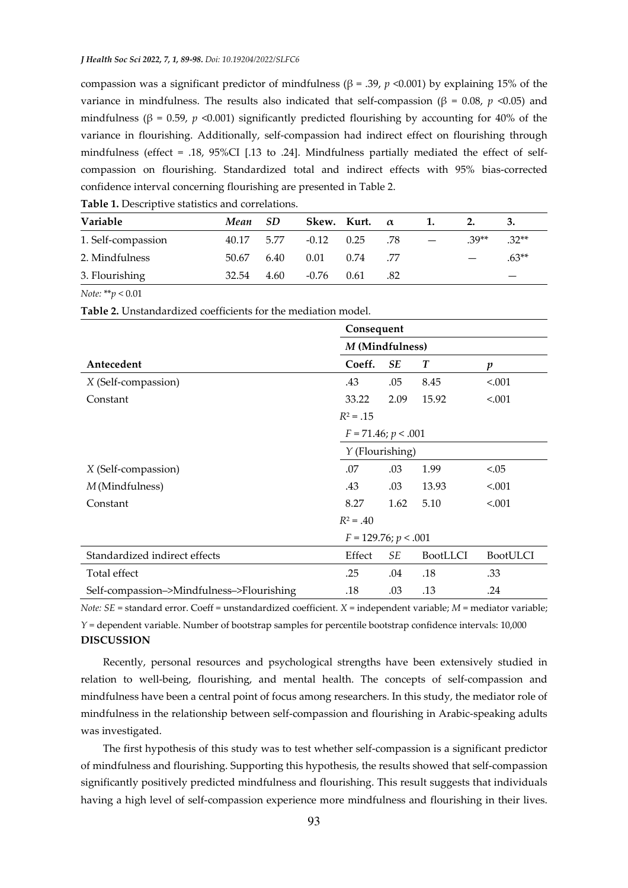compassion was a significant predictor of mindfulness (β = .39, $p$ <0.001) by explaining 15% of the variance in mindfulness. The results also indicated that self-compassion (β = 0.08, $p$ <0.05) and mindfulness (β = 0.59, $p$ <0.001) significantly predicted flourishing by accounting for 40% of the variance in flourishing. Additionally, self-compassion had indirect effect on flourishing through mindfulness (effect = .18, 95%CI [.13 to .24]. Mindfulness partially mediated the effect of self-compassion on flourishing. Standardized total and indirect effects with 95% bias-corrected confidence interval concerning flourishing are presented in Table 2.

**Table 1.** Descriptive statistics and correlations.

| Variable | *Mean* | *SD* | Skew. | Kurt. | *α* | 1. | 2. | 3. |
|---|---|---|---|---|---|---|---|---|
| 1. Self-compassion | 40.17 | 5.77 | -0.12 | 0.25 | .78 | — | .39** | .32** |
| 2. Mindfulness | 50.67 | 6.40 | 0.01 | 0.74 | .77 | | — | .63** |
| 3. Flourishing | 32.54 | 4.60 | -0.76 | 0.61 | .82 | | | — |

*Note:* **$p$ < 0.01

**Table 2.** Unstandardized coefficients for the mediation model.

| | Consequent | | | |
|---|---|---|---|---|
| | *M* (Mindfulness) | | | |
| **Antecedent** | **Coeff.** | ***SE*** | ***T*** | ***p*** |
| *X* (Self-compassion) | .43 | .05 | 8.45 | <.001 |
| Constant | 33.22 | 2.09 | 15.92 | <.001 |
| | $R^2$ = .15 | | | |
| | $F$ = 71.46; $p$ < .001 | | | |
| | *Y* (Flourishing) | | | |
| *X* (Self-compassion) | .07 | .03 | 1.99 | <.05 |
| *M* (Mindfulness) | .43 | .03 | 13.93 | <.001 |
| Constant | 8.27 | 1.62 | 5.10 | <.001 |
| | $R^2$ = .40 | | | |
| | $F$ = 129.76; $p$ < .001 | | | |
| Standardized indirect effects | Effect | *SE* | BootLLCI | BootULCI |
| Total effect | .25 | .04 | .18 | .33 |
| Self-compassion–>Mindfulness–>Flourishing | .18 | .03 | .13 | .24 |

*Note: SE* = standard error. Coeff = unstandardized coefficient. *X* = independent variable; *M* = mediator variable; *Y* = dependent variable. Number of bootstrap samples for percentile bootstrap confidence intervals: 10,000

## DISCUSSION

Recently, personal resources and psychological strengths have been extensively studied in relation to well-being, flourishing, and mental health. The concepts of self-compassion and mindfulness have been a central point of focus among researchers. In this study, the mediator role of mindfulness in the relationship between self-compassion and flourishing in Arabic-speaking adults was investigated.

The first hypothesis of this study was to test whether self-compassion is a significant predictor of mindfulness and flourishing. Supporting this hypothesis, the results showed that self-compassion significantly positively predicted mindfulness and flourishing. This result suggests that individuals having a high level of self-compassion experience more mindfulness and flourishing in their lives.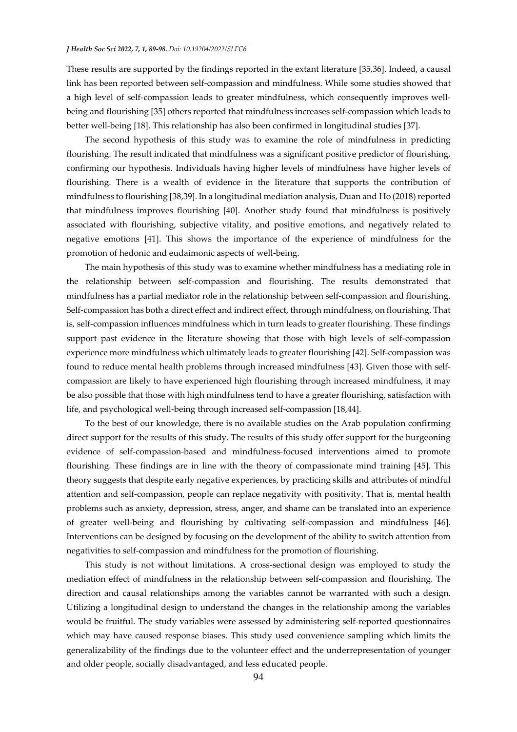These results are supported by the findings reported in the extant literature [35,36]. Indeed, a causal link has been reported between self-compassion and mindfulness. While some studies showed that a high level of self-compassion leads to greater mindfulness, which consequently improves well-being and flourishing [35] others reported that mindfulness increases self-compassion which leads to better well-being [18]. This relationship has also been confirmed in longitudinal studies [37].

The second hypothesis of this study was to examine the role of mindfulness in predicting flourishing. The result indicated that mindfulness was a significant positive predictor of flourishing, confirming our hypothesis. Individuals having higher levels of mindfulness have higher levels of flourishing. There is a wealth of evidence in the literature that supports the contribution of mindfulness to flourishing [38,39]. In a longitudinal mediation analysis, Duan and Ho (2018) reported that mindfulness improves flourishing [40]. Another study found that mindfulness is positively associated with flourishing, subjective vitality, and positive emotions, and negatively related to negative emotions [41]. This shows the importance of the experience of mindfulness for the promotion of hedonic and eudaimonic aspects of well-being.

The main hypothesis of this study was to examine whether mindfulness has a mediating role in the relationship between self-compassion and flourishing. The results demonstrated that mindfulness has a partial mediator role in the relationship between self-compassion and flourishing. Self-compassion has both a direct effect and indirect effect, through mindfulness, on flourishing. That is, self-compassion influences mindfulness which in turn leads to greater flourishing. These findings support past evidence in the literature showing that those with high levels of self-compassion experience more mindfulness which ultimately leads to greater flourishing [42]. Self-compassion was found to reduce mental health problems through increased mindfulness [43]. Given those with self-compassion are likely to have experienced high flourishing through increased mindfulness, it may be also possible that those with high mindfulness tend to have a greater flourishing, satisfaction with life, and psychological well-being through increased self-compassion [18,44].

To the best of our knowledge, there is no available studies on the Arab population confirming direct support for the results of this study. The results of this study offer support for the burgeoning evidence of self-compassion-based and mindfulness-focused interventions aimed to promote flourishing. These findings are in line with the theory of compassionate mind training [45]. This theory suggests that despite early negative experiences, by practicing skills and attributes of mindful attention and self-compassion, people can replace negativity with positivity. That is, mental health problems such as anxiety, depression, stress, anger, and shame can be translated into an experience of greater well-being and flourishing by cultivating self-compassion and mindfulness [46]. Interventions can be designed by focusing on the development of the ability to switch attention from negativities to self-compassion and mindfulness for the promotion of flourishing.

This study is not without limitations. A cross-sectional design was employed to study the mediation effect of mindfulness in the relationship between self-compassion and flourishing. The direction and causal relationships among the variables cannot be warranted with such a design. Utilizing a longitudinal design to understand the changes in the relationship among the variables would be fruitful. The study variables were assessed by administering self-reported questionnaires which may have caused response biases. This study used convenience sampling which limits the generalizability of the findings due to the volunteer effect and the underrepresentation of younger and older people, socially disadvantaged, and less educated people.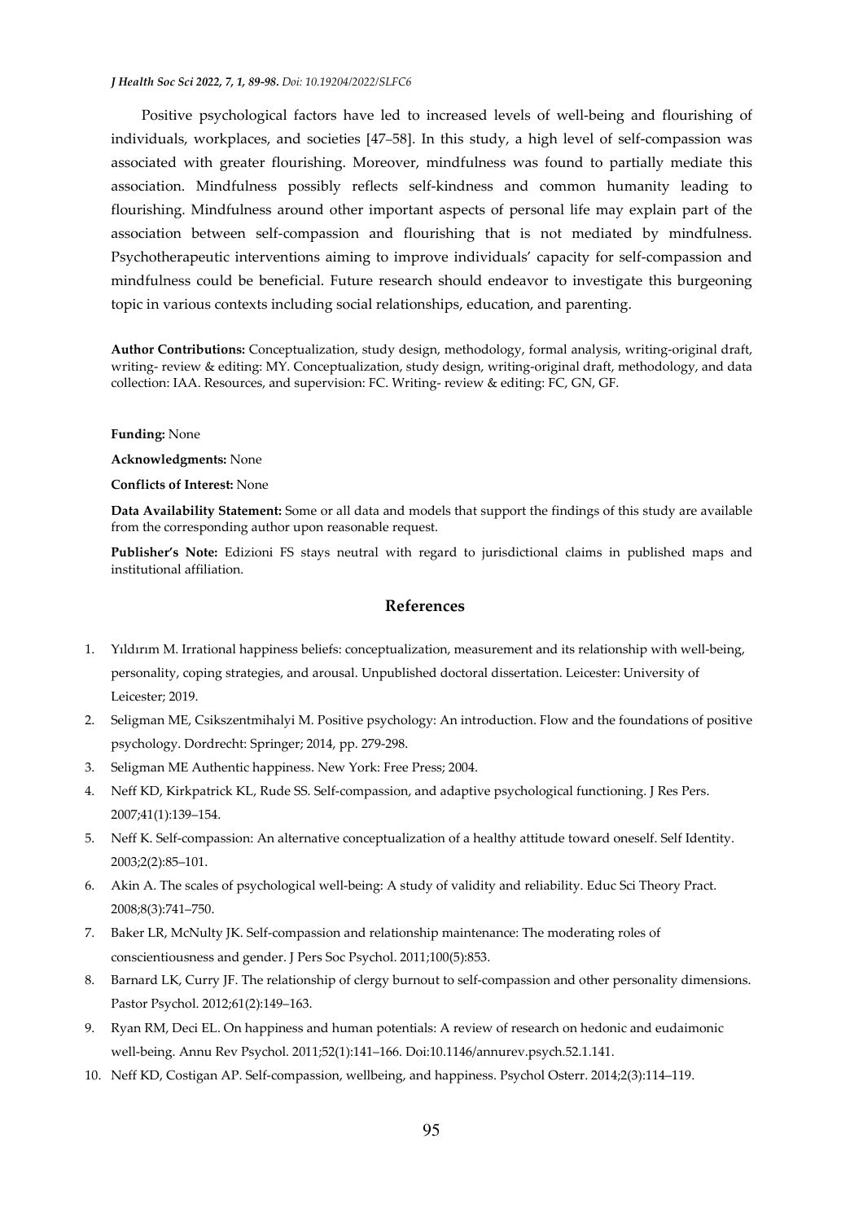Positive psychological factors have led to increased levels of well-being and flourishing of individuals, workplaces, and societies [47–58]. In this study, a high level of self-compassion was associated with greater flourishing. Moreover, mindfulness was found to partially mediate this association. Mindfulness possibly reflects self-kindness and common humanity leading to flourishing. Mindfulness around other important aspects of personal life may explain part of the association between self-compassion and flourishing that is not mediated by mindfulness. Psychotherapeutic interventions aiming to improve individuals' capacity for self-compassion and mindfulness could be beneficial. Future research should endeavor to investigate this burgeoning topic in various contexts including social relationships, education, and parenting.

**Author Contributions:** Conceptualization, study design, methodology, formal analysis, writing-original draft, writing- review & editing: MY. Conceptualization, study design, writing-original draft, methodology, and data collection: IAA. Resources, and supervision: FC. Writing- review & editing: FC, GN, GF.

**Funding:** None

**Acknowledgments:** None

**Conflicts of Interest:** None

**Data Availability Statement:** Some or all data and models that support the findings of this study are available from the corresponding author upon reasonable request.

**Publisher's Note:** Edizioni FS stays neutral with regard to jurisdictional claims in published maps and institutional affiliation.

## References

1. Yıldırım M. Irrational happiness beliefs: conceptualization, measurement and its relationship with well-being, personality, coping strategies, and arousal. Unpublished doctoral dissertation. Leicester: University of Leicester; 2019.
2. Seligman ME, Csikszentmihalyi M. Positive psychology: An introduction. Flow and the foundations of positive psychology. Dordrecht: Springer; 2014, pp. 279-298.
3. Seligman ME Authentic happiness. New York: Free Press; 2004.
4. Neff KD, Kirkpatrick KL, Rude SS. Self-compassion, and adaptive psychological functioning. J Res Pers. 2007;41(1):139–154.
5. Neff K. Self-compassion: An alternative conceptualization of a healthy attitude toward oneself. Self Identity. 2003;2(2):85–101.
6. Akin A. The scales of psychological well-being: A study of validity and reliability. Educ Sci Theory Pract. 2008;8(3):741–750.
7. Baker LR, McNulty JK. Self-compassion and relationship maintenance: The moderating roles of conscientiousness and gender. J Pers Soc Psychol. 2011;100(5):853.
8. Barnard LK, Curry JF. The relationship of clergy burnout to self-compassion and other personality dimensions. Pastor Psychol. 2012;61(2):149–163.
9. Ryan RM, Deci EL. On happiness and human potentials: A review of research on hedonic and eudaimonic well-being. Annu Rev Psychol. 2011;52(1):141–166. Doi:10.1146/annurev.psych.52.1.141.
10. Neff KD, Costigan AP. Self-compassion, wellbeing, and happiness. Psychol Osterr. 2014;2(3):114–119.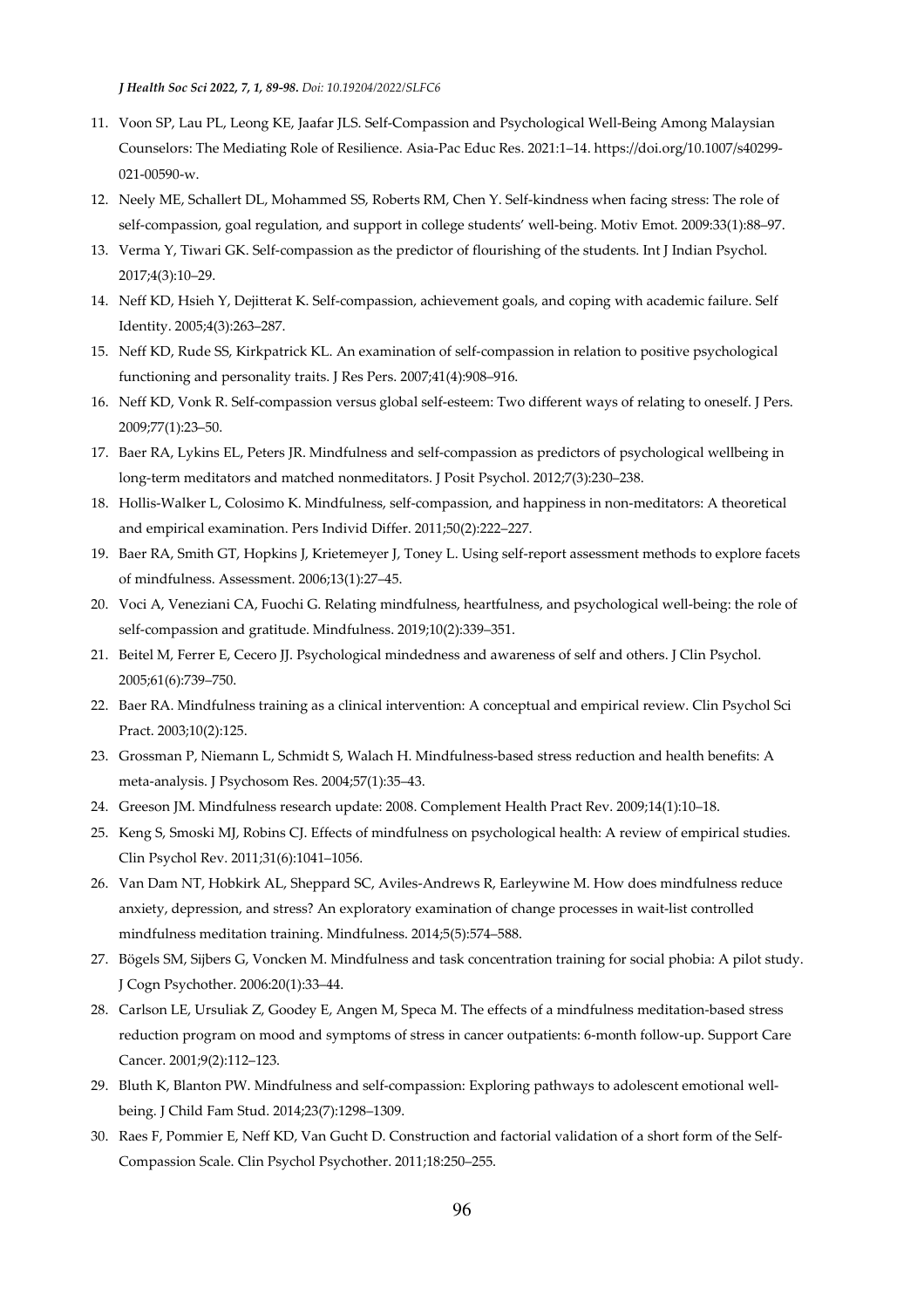11. Voon SP, Lau PL, Leong KE, Jaafar JLS. Self-Compassion and Psychological Well-Being Among Malaysian Counselors: The Mediating Role of Resilience. Asia-Pac Educ Res. 2021:1–14. https://doi.org/10.1007/s40299-021-00590-w.
12. Neely ME, Schallert DL, Mohammed SS, Roberts RM, Chen Y. Self-kindness when facing stress: The role of self-compassion, goal regulation, and support in college students' well-being. Motiv Emot. 2009:33(1):88–97.
13. Verma Y, Tiwari GK. Self-compassion as the predictor of flourishing of the students. Int J Indian Psychol. 2017;4(3):10–29.
14. Neff KD, Hsieh Y, Dejitterat K. Self-compassion, achievement goals, and coping with academic failure. Self Identity. 2005;4(3):263–287.
15. Neff KD, Rude SS, Kirkpatrick KL. An examination of self-compassion in relation to positive psychological functioning and personality traits. J Res Pers. 2007;41(4):908–916.
16. Neff KD, Vonk R. Self-compassion versus global self-esteem: Two different ways of relating to oneself. J Pers. 2009;77(1):23–50.
17. Baer RA, Lykins EL, Peters JR. Mindfulness and self-compassion as predictors of psychological wellbeing in long-term meditators and matched nonmeditators. J Posit Psychol. 2012;7(3):230–238.
18. Hollis-Walker L, Colosimo K. Mindfulness, self-compassion, and happiness in non-meditators: A theoretical and empirical examination. Pers Individ Differ. 2011;50(2):222–227.
19. Baer RA, Smith GT, Hopkins J, Krietemeyer J, Toney L. Using self-report assessment methods to explore facets of mindfulness. Assessment. 2006;13(1):27–45.
20. Voci A, Veneziani CA, Fuochi G. Relating mindfulness, heartfulness, and psychological well-being: the role of self-compassion and gratitude. Mindfulness. 2019;10(2):339–351.
21. Beitel M, Ferrer E, Cecero JJ. Psychological mindedness and awareness of self and others. J Clin Psychol. 2005;61(6):739–750.
22. Baer RA. Mindfulness training as a clinical intervention: A conceptual and empirical review. Clin Psychol Sci Pract. 2003;10(2):125.
23. Grossman P, Niemann L, Schmidt S, Walach H. Mindfulness-based stress reduction and health benefits: A meta-analysis. J Psychosom Res. 2004;57(1):35–43.
24. Greeson JM. Mindfulness research update: 2008. Complement Health Pract Rev. 2009;14(1):10–18.
25. Keng S, Smoski MJ, Robins CJ. Effects of mindfulness on psychological health: A review of empirical studies. Clin Psychol Rev. 2011;31(6):1041–1056.
26. Van Dam NT, Hobkirk AL, Sheppard SC, Aviles-Andrews R, Earleywine M. How does mindfulness reduce anxiety, depression, and stress? An exploratory examination of change processes in wait-list controlled mindfulness meditation training. Mindfulness. 2014;5(5):574–588.
27. Bögels SM, Sijbers G, Voncken M. Mindfulness and task concentration training for social phobia: A pilot study. J Cogn Psychother. 2006:20(1):33–44.
28. Carlson LE, Ursuliak Z, Goodey E, Angen M, Speca M. The effects of a mindfulness meditation-based stress reduction program on mood and symptoms of stress in cancer outpatients: 6-month follow-up. Support Care Cancer. 2001;9(2):112–123.
29. Bluth K, Blanton PW. Mindfulness and self-compassion: Exploring pathways to adolescent emotional well-being. J Child Fam Stud. 2014;23(7):1298–1309.
30. Raes F, Pommier E, Neff KD, Van Gucht D. Construction and factorial validation of a short form of the Self-Compassion Scale. Clin Psychol Psychother. 2011;18:250–255.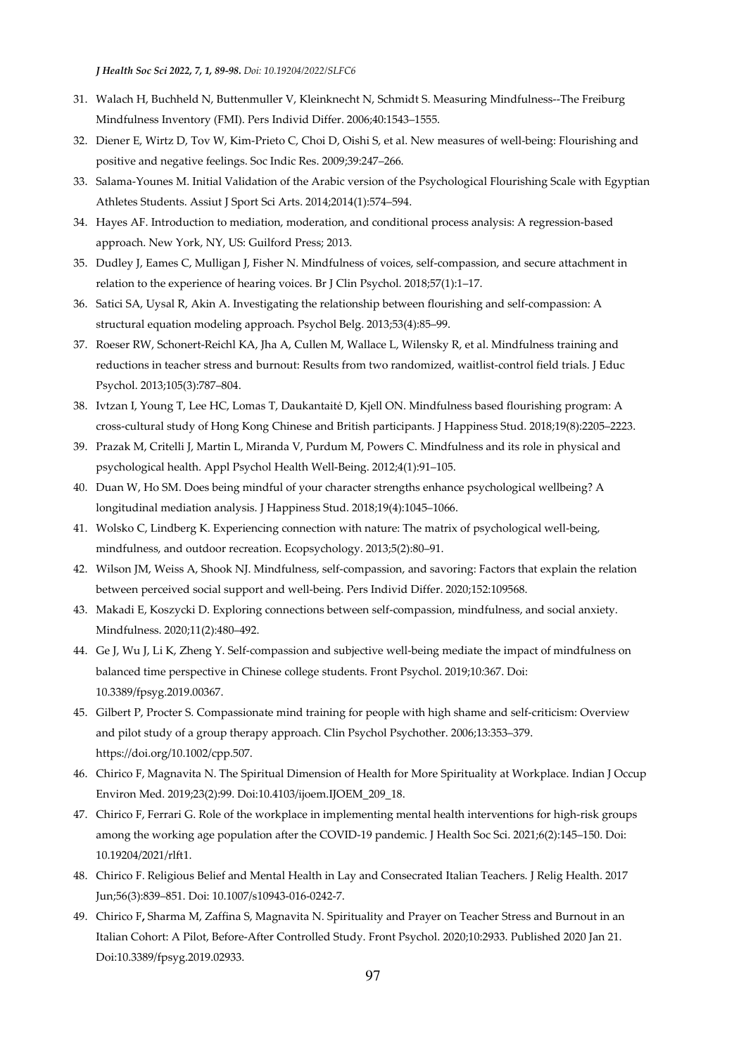31. Walach H, Buchheld N, Buttenmuller V, Kleinknecht N, Schmidt S. Measuring Mindfulness--The Freiburg Mindfulness Inventory (FMI). Pers Individ Differ. 2006;40:1543–1555.
32. Diener E, Wirtz D, Tov W, Kim-Prieto C, Choi D, Oishi S, et al. New measures of well-being: Flourishing and positive and negative feelings. Soc Indic Res. 2009;39:247–266.
33. Salama-Younes M. Initial Validation of the Arabic version of the Psychological Flourishing Scale with Egyptian Athletes Students. Assiut J Sport Sci Arts. 2014;2014(1):574–594.
34. Hayes AF. Introduction to mediation, moderation, and conditional process analysis: A regression-based approach. New York, NY, US: Guilford Press; 2013.
35. Dudley J, Eames C, Mulligan J, Fisher N. Mindfulness of voices, self-compassion, and secure attachment in relation to the experience of hearing voices. Br J Clin Psychol. 2018;57(1):1–17.
36. Satici SA, Uysal R, Akin A. Investigating the relationship between flourishing and self-compassion: A structural equation modeling approach. Psychol Belg. 2013;53(4):85–99.
37. Roeser RW, Schonert-Reichl KA, Jha A, Cullen M, Wallace L, Wilensky R, et al. Mindfulness training and reductions in teacher stress and burnout: Results from two randomized, waitlist-control field trials. J Educ Psychol. 2013;105(3):787–804.
38. Ivtzan I, Young T, Lee HC, Lomas T, Daukantaitė D, Kjell ON. Mindfulness based flourishing program: A cross-cultural study of Hong Kong Chinese and British participants. J Happiness Stud. 2018;19(8):2205–2223.
39. Prazak M, Critelli J, Martin L, Miranda V, Purdum M, Powers C. Mindfulness and its role in physical and psychological health. Appl Psychol Health Well-Being. 2012;4(1):91–105.
40. Duan W, Ho SM. Does being mindful of your character strengths enhance psychological wellbeing? A longitudinal mediation analysis. J Happiness Stud. 2018;19(4):1045–1066.
41. Wolsko C, Lindberg K. Experiencing connection with nature: The matrix of psychological well-being, mindfulness, and outdoor recreation. Ecopsychology. 2013;5(2):80–91.
42. Wilson JM, Weiss A, Shook NJ. Mindfulness, self-compassion, and savoring: Factors that explain the relation between perceived social support and well-being. Pers Individ Differ. 2020;152:109568.
43. Makadi E, Koszycki D. Exploring connections between self-compassion, mindfulness, and social anxiety. Mindfulness. 2020;11(2):480–492.
44. Ge J, Wu J, Li K, Zheng Y. Self-compassion and subjective well-being mediate the impact of mindfulness on balanced time perspective in Chinese college students. Front Psychol. 2019;10:367. Doi: 10.3389/fpsyg.2019.00367.
45. Gilbert P, Procter S. Compassionate mind training for people with high shame and self-criticism: Overview and pilot study of a group therapy approach. Clin Psychol Psychother. 2006;13:353–379. https://doi.org/10.1002/cpp.507.
46. Chirico F, Magnavita N. The Spiritual Dimension of Health for More Spirituality at Workplace. Indian J Occup Environ Med. 2019;23(2):99. Doi:10.4103/ijoem.IJOEM_209_18.
47. Chirico F, Ferrari G. Role of the workplace in implementing mental health interventions for high-risk groups among the working age population after the COVID-19 pandemic. J Health Soc Sci. 2021;6(2):145–150. Doi: 10.19204/2021/rlft1.
48. Chirico F. Religious Belief and Mental Health in Lay and Consecrated Italian Teachers. J Relig Health. 2017 Jun;56(3):839–851. Doi: 10.1007/s10943-016-0242-7.
49. Chirico F, Sharma M, Zaffina S, Magnavita N. Spirituality and Prayer on Teacher Stress and Burnout in an Italian Cohort: A Pilot, Before-After Controlled Study. Front Psychol. 2020;10:2933. Published 2020 Jan 21. Doi:10.3389/fpsyg.2019.02933.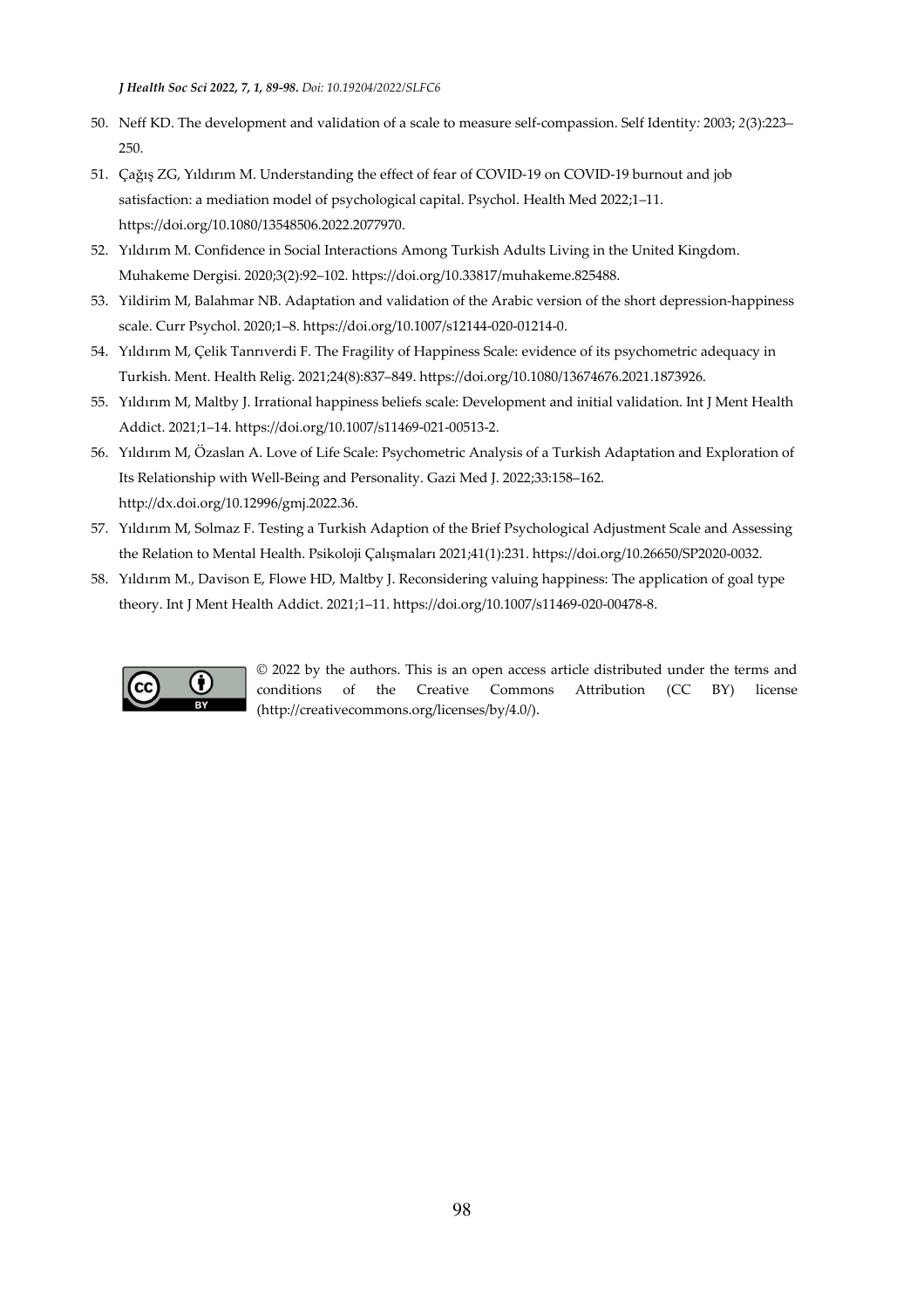50. Neff KD. The development and validation of a scale to measure self-compassion. Self Identity*:* 2003; *2*(3):223–250.
51. Çağış ZG, Yıldırım M. Understanding the effect of fear of COVID-19 on COVID-19 burnout and job satisfaction: a mediation model of psychological capital. Psychol. Health Med 2022;1–11. https://doi.org/10.1080/13548506.2022.2077970.
52. Yıldırım M. Confidence in Social Interactions Among Turkish Adults Living in the United Kingdom. Muhakeme Dergisi. 2020;3(2):92–102. https://doi.org/10.33817/muhakeme.825488.
53. Yildirim M, Balahmar NB. Adaptation and validation of the Arabic version of the short depression-happiness scale. Curr Psychol. 2020;1–8. https://doi.org/10.1007/s12144-020-01214-0.
54. Yıldırım M, Çelik Tanrıverdi F. The Fragility of Happiness Scale: evidence of its psychometric adequacy in Turkish. Ment. Health Relig. 2021;24(8):837–849. https://doi.org/10.1080/13674676.2021.1873926.
55. Yıldırım M, Maltby J. Irrational happiness beliefs scale: Development and initial validation. Int J Ment Health Addict. 2021;1–14. https://doi.org/10.1007/s11469-021-00513-2.
56. Yıldırım M, Özaslan A. Love of Life Scale: Psychometric Analysis of a Turkish Adaptation and Exploration of Its Relationship with Well-Being and Personality. Gazi Med J. 2022;33:158–162. http://dx.doi.org/10.12996/gmj.2022.36.
57. Yıldırım M, Solmaz F. Testing a Turkish Adaption of the Brief Psychological Adjustment Scale and Assessing the Relation to Mental Health. Psikoloji Çalışmaları 2021;41(1):231. https://doi.org/10.26650/SP2020-0032.
58. Yıldırım M., Davison E, Flowe HD, Maltby J. Reconsidering valuing happiness: The application of goal type theory. Int J Ment Health Addict. 2021;1–11. https://doi.org/10.1007/s11469-020-00478-8.

© 2022 by the authors. This is an open access article distributed under the terms and conditions of the Creative Commons Attribution (CC BY) license (http://creativecommons.org/licenses/by/4.0/).